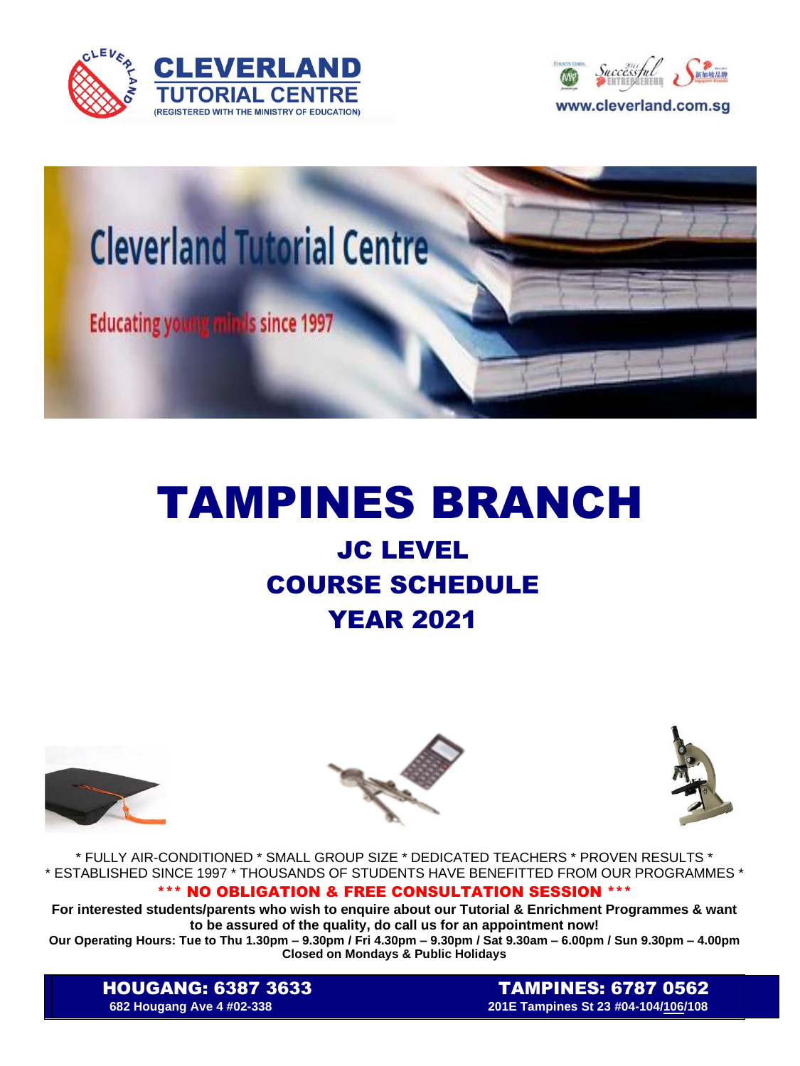**CLEVERLAND TUTORIAL CENTRE**
(REGISTERED WITH THE MINISTRY OF EDUCATION)

www.cleverland.com.sg

Cleverland Tutorial Centre

Educating young minds since 1997

# TAMPINES BRANCH

## JC LEVEL
## COURSE SCHEDULE
## YEAR 2021

* FULLY AIR-CONDITIONED * SMALL GROUP SIZE * DEDICATED TEACHERS * PROVEN RESULTS *
* ESTABLISHED SINCE 1997 * THOUSANDS OF STUDENTS HAVE BENEFITTED FROM OUR PROGRAMMES *

**\*\*\* NO OBLIGATION & FREE CONSULTATION SESSION \*\*\***

**For interested students/parents who wish to enquire about our Tutorial & Enrichment Programmes & want to be assured of the quality, do call us for an appointment now!**

**Our Operating Hours: Tue to Thu 1.30pm – 9.30pm / Fri 4.30pm – 9.30pm / Sat 9.30am – 6.00pm / Sun 9.30pm – 4.00pm**
**Closed on Mondays & Public Holidays**

**HOUGANG: 6387 3633**
**682 Hougang Ave 4 #02-338**

**TAMPINES: 6787 0562**
**201E Tampines St 23 #04-104/106/108**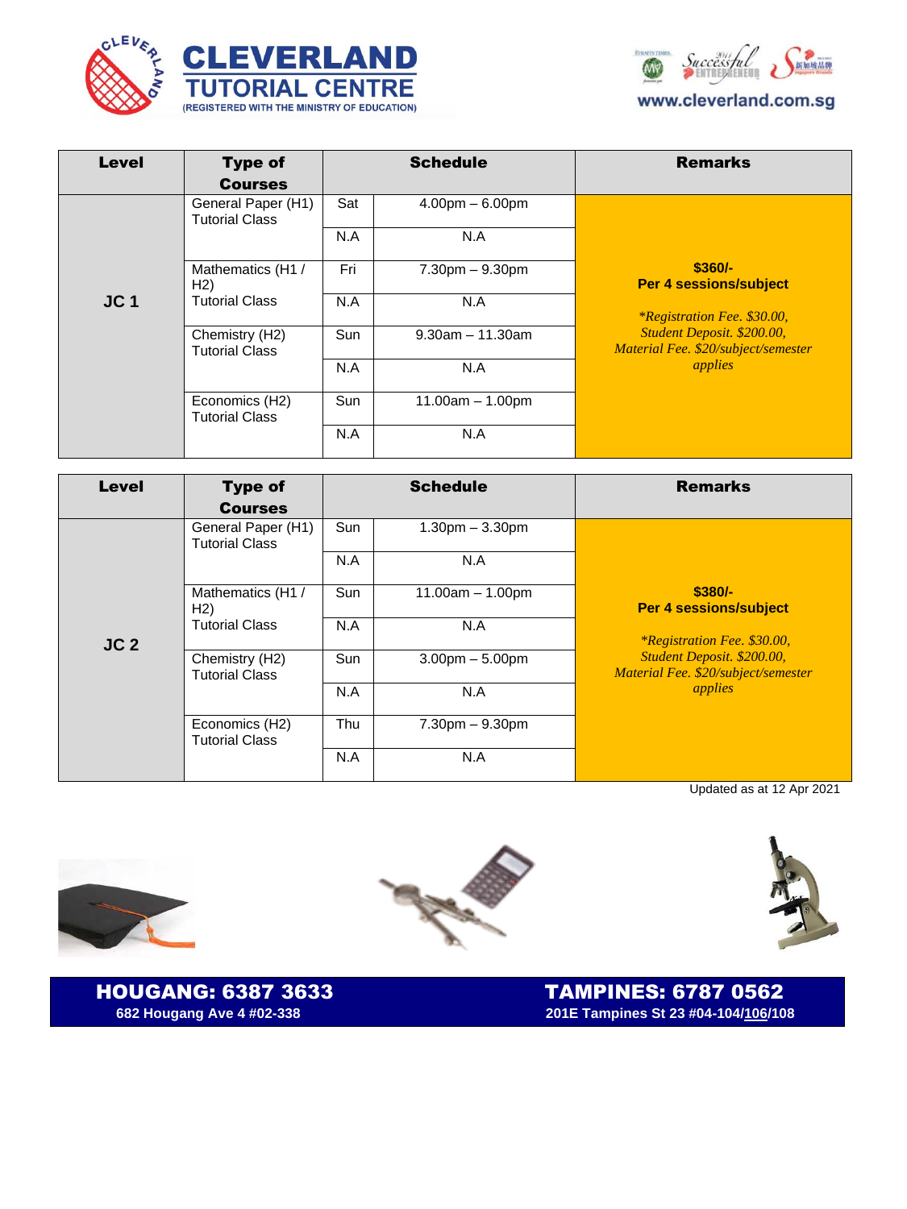# CLEVERLAND TUTORIAL CENTRE

(REGISTERED WITH THE MINISTRY OF EDUCATION)

www.cleverland.com.sg

| Level | Type of Courses | Schedule | | Remarks |
|---|---|---|---|---|
| JC 1 | General Paper (H1) Tutorial Class | Sat | 4.00pm – 6.00pm | **$360/- Per 4 sessions/subject** *\*Registration Fee. $30.00, Student Deposit. $200.00, Material Fee. $20/subject/semester applies* |
| | | N.A | N.A | |
| | Mathematics (H1 / H2) Tutorial Class | Fri | 7.30pm – 9.30pm | |
| | | N.A | N.A | |
| | Chemistry (H2) Tutorial Class | Sun | 9.30am – 11.30am | |
| | | N.A | N.A | |
| | Economics (H2) Tutorial Class | Sun | 11.00am – 1.00pm | |
| | | N.A | N.A | |

| Level | Type of Courses | Schedule | | Remarks |
|---|---|---|---|---|
| JC 2 | General Paper (H1) Tutorial Class | Sun | 1.30pm – 3.30pm | **$380/- Per 4 sessions/subject** *\*Registration Fee. $30.00, Student Deposit. $200.00, Material Fee. $20/subject/semester applies* |
| | | N.A | N.A | |
| | Mathematics (H1 / H2) Tutorial Class | Sun | 11.00am – 1.00pm | |
| | | N.A | N.A | |
| | Chemistry (H2) Tutorial Class | Sun | 3.00pm – 5.00pm | |
| | | N.A | N.A | |
| | Economics (H2) Tutorial Class | Thu | 7.30pm – 9.30pm | |
| | | N.A | N.A | |

Updated as at 12 Apr 2021

**HOUGANG: 6387 3633**
**682 Hougang Ave 4 #02-338**

**TAMPINES: 6787 0562**
**201E Tampines St 23 #04-104/106/108**